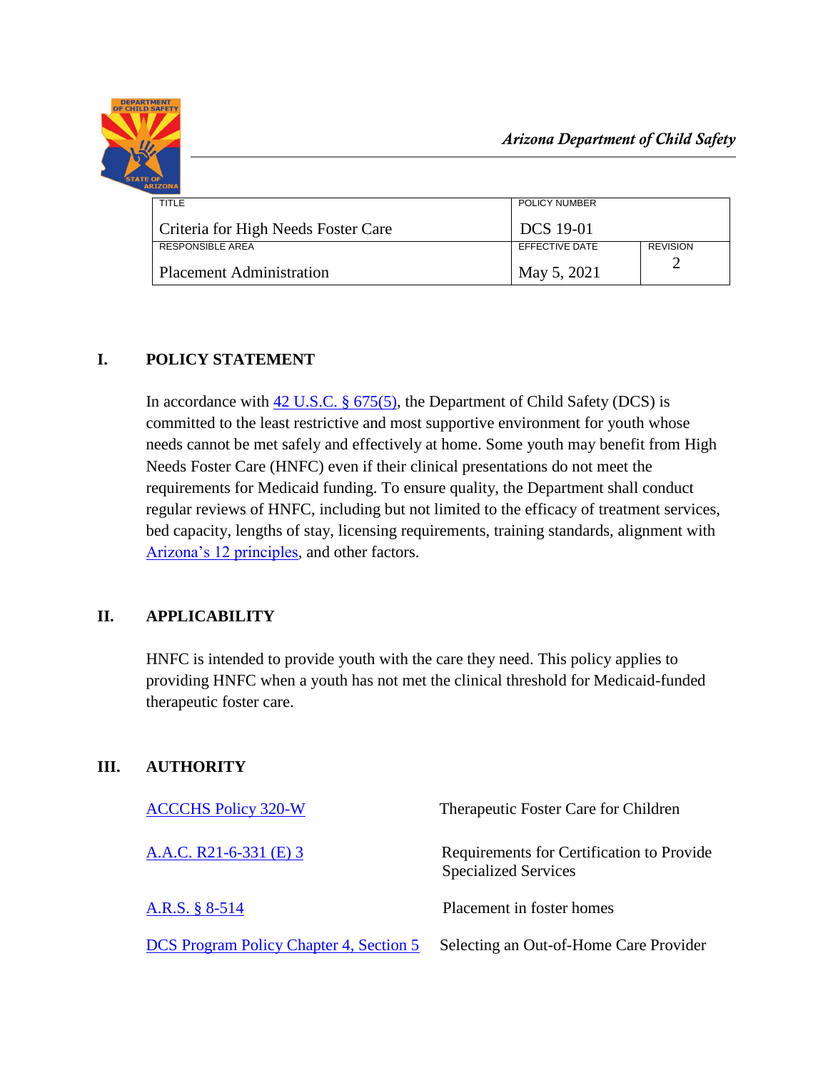*Arizona Department of Child Safety*

| TITLE | POLICY NUMBER | |
|---|---|---|
| Criteria for High Needs Foster Care | DCS 19-01 | |
| RESPONSIBLE AREA | EFFECTIVE DATE | REVISION |
| Placement Administration | May 5, 2021 | 2 |

## I. POLICY STATEMENT

In accordance with 42 U.S.C. § 675(5), the Department of Child Safety (DCS) is committed to the least restrictive and most supportive environment for youth whose needs cannot be met safely and effectively at home. Some youth may benefit from High Needs Foster Care (HNFC) even if their clinical presentations do not meet the requirements for Medicaid funding. To ensure quality, the Department shall conduct regular reviews of HNFC, including but not limited to the efficacy of treatment services, bed capacity, lengths of stay, licensing requirements, training standards, alignment with Arizona's 12 principles, and other factors.

## II. APPLICABILITY

HNFC is intended to provide youth with the care they need. This policy applies to providing HNFC when a youth has not met the clinical threshold for Medicaid-funded therapeutic foster care.

## III. AUTHORITY

| | |
|---|---|
| ACCCHS Policy 320-W | Therapeutic Foster Care for Children |
| A.A.C. R21-6-331 (E) 3 | Requirements for Certification to Provide Specialized Services |
| A.R.S. § 8-514 | Placement in foster homes |
| DCS Program Policy Chapter 4, Section 5 | Selecting an Out-of-Home Care Provider |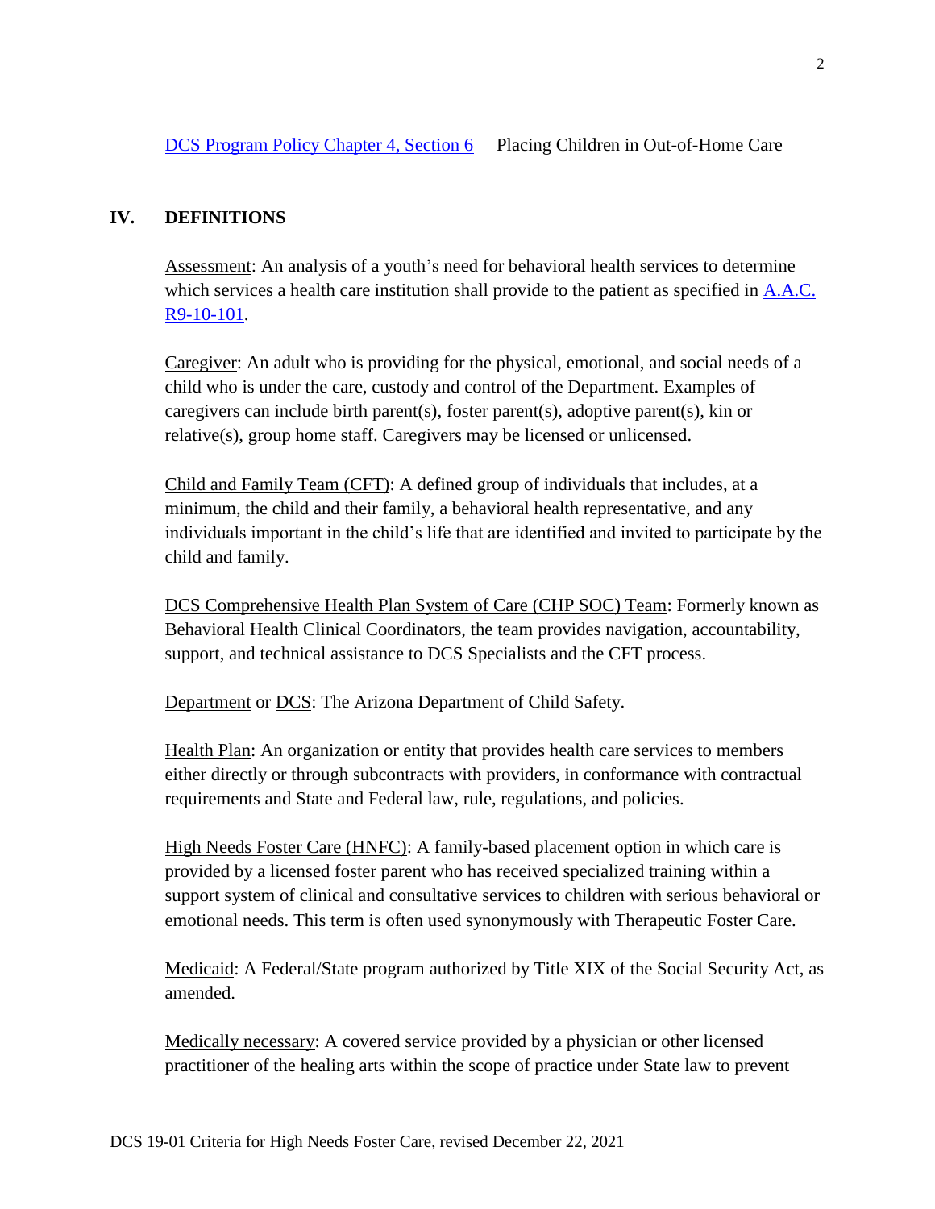[DCS Program Policy Chapter 4, Section 6] Placing Children in Out-of-Home Care

## IV. DEFINITIONS

Assessment: An analysis of a youth's need for behavioral health services to determine which services a health care institution shall provide to the patient as specified in A.A.C. R9-10-101.

Caregiver: An adult who is providing for the physical, emotional, and social needs of a child who is under the care, custody and control of the Department. Examples of caregivers can include birth parent(s), foster parent(s), adoptive parent(s), kin or relative(s), group home staff. Caregivers may be licensed or unlicensed.

Child and Family Team (CFT): A defined group of individuals that includes, at a minimum, the child and their family, a behavioral health representative, and any individuals important in the child's life that are identified and invited to participate by the child and family.

DCS Comprehensive Health Plan System of Care (CHP SOC) Team: Formerly known as Behavioral Health Clinical Coordinators, the team provides navigation, accountability, support, and technical assistance to DCS Specialists and the CFT process.

Department or DCS: The Arizona Department of Child Safety.

Health Plan: An organization or entity that provides health care services to members either directly or through subcontracts with providers, in conformance with contractual requirements and State and Federal law, rule, regulations, and policies.

High Needs Foster Care (HNFC): A family-based placement option in which care is provided by a licensed foster parent who has received specialized training within a support system of clinical and consultative services to children with serious behavioral or emotional needs. This term is often used synonymously with Therapeutic Foster Care.

Medicaid: A Federal/State program authorized by Title XIX of the Social Security Act, as amended.

Medically necessary: A covered service provided by a physician or other licensed practitioner of the healing arts within the scope of practice under State law to prevent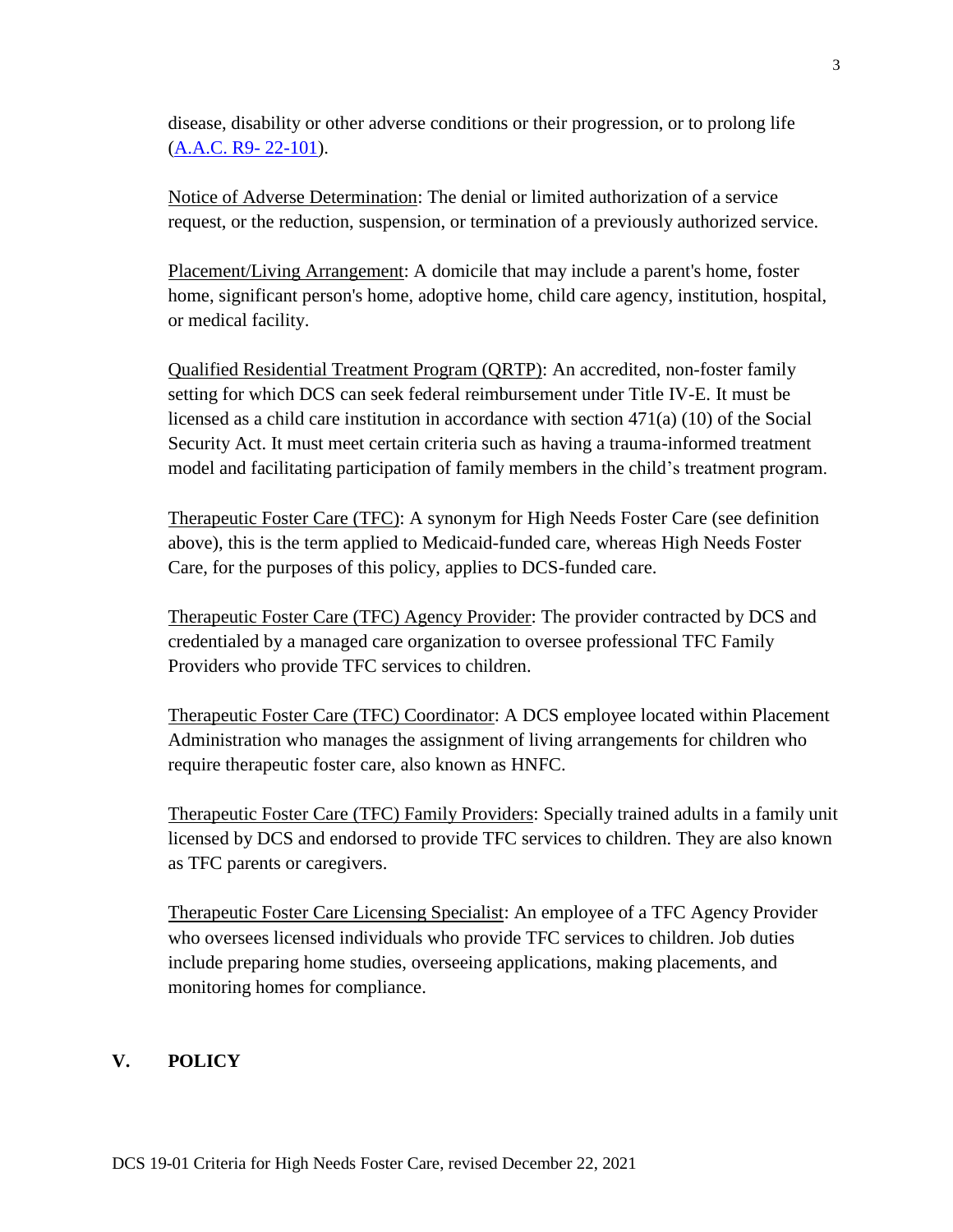disease, disability or other adverse conditions or their progression, or to prolong life ([A.A.C. R9- 22-101](#)).

Notice of Adverse Determination: The denial or limited authorization of a service request, or the reduction, suspension, or termination of a previously authorized service.

Placement/Living Arrangement: A domicile that may include a parent's home, foster home, significant person's home, adoptive home, child care agency, institution, hospital, or medical facility.

Qualified Residential Treatment Program (QRTP): An accredited, non-foster family setting for which DCS can seek federal reimbursement under Title IV-E. It must be licensed as a child care institution in accordance with section 471(a) (10) of the Social Security Act. It must meet certain criteria such as having a trauma-informed treatment model and facilitating participation of family members in the child's treatment program.

Therapeutic Foster Care (TFC): A synonym for High Needs Foster Care (see definition above), this is the term applied to Medicaid-funded care, whereas High Needs Foster Care, for the purposes of this policy, applies to DCS-funded care.

Therapeutic Foster Care (TFC) Agency Provider: The provider contracted by DCS and credentialed by a managed care organization to oversee professional TFC Family Providers who provide TFC services to children.

Therapeutic Foster Care (TFC) Coordinator: A DCS employee located within Placement Administration who manages the assignment of living arrangements for children who require therapeutic foster care, also known as HNFC.

Therapeutic Foster Care (TFC) Family Providers: Specially trained adults in a family unit licensed by DCS and endorsed to provide TFC services to children. They are also known as TFC parents or caregivers.

Therapeutic Foster Care Licensing Specialist: An employee of a TFC Agency Provider who oversees licensed individuals who provide TFC services to children. Job duties include preparing home studies, overseeing applications, making placements, and monitoring homes for compliance.

## V. POLICY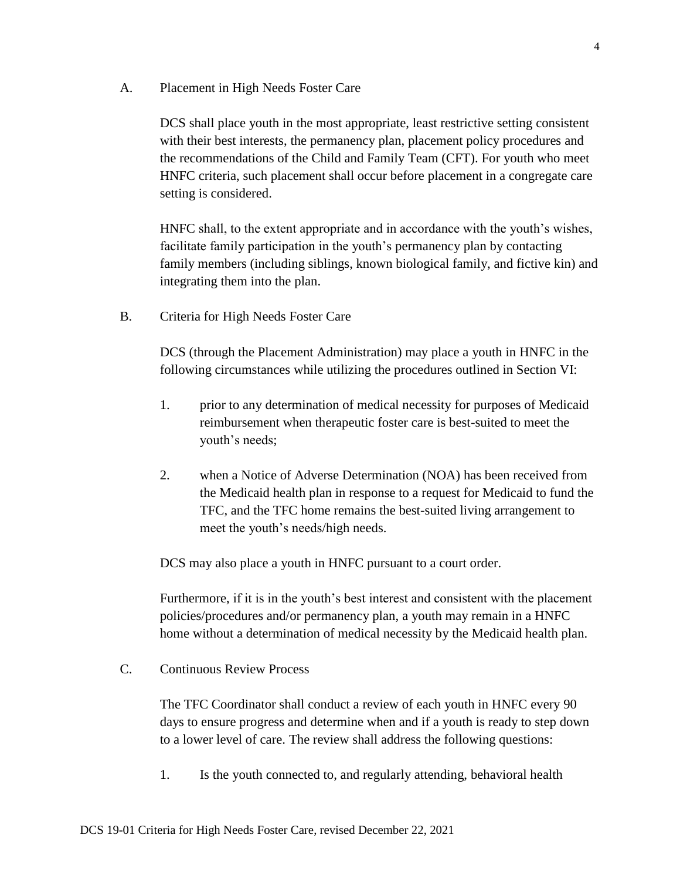A. Placement in High Needs Foster Care

DCS shall place youth in the most appropriate, least restrictive setting consistent with their best interests, the permanency plan, placement policy procedures and the recommendations of the Child and Family Team (CFT). For youth who meet HNFC criteria, such placement shall occur before placement in a congregate care setting is considered.

HNFC shall, to the extent appropriate and in accordance with the youth's wishes, facilitate family participation in the youth's permanency plan by contacting family members (including siblings, known biological family, and fictive kin) and integrating them into the plan.

B. Criteria for High Needs Foster Care

DCS (through the Placement Administration) may place a youth in HNFC in the following circumstances while utilizing the procedures outlined in Section VI:

1. prior to any determination of medical necessity for purposes of Medicaid reimbursement when therapeutic foster care is best-suited to meet the youth's needs;

2. when a Notice of Adverse Determination (NOA) has been received from the Medicaid health plan in response to a request for Medicaid to fund the TFC, and the TFC home remains the best-suited living arrangement to meet the youth's needs/high needs.

DCS may also place a youth in HNFC pursuant to a court order.

Furthermore, if it is in the youth's best interest and consistent with the placement policies/procedures and/or permanency plan, a youth may remain in a HNFC home without a determination of medical necessity by the Medicaid health plan.

C. Continuous Review Process

The TFC Coordinator shall conduct a review of each youth in HNFC every 90 days to ensure progress and determine when and if a youth is ready to step down to a lower level of care. The review shall address the following questions:

1. Is the youth connected to, and regularly attending, behavioral health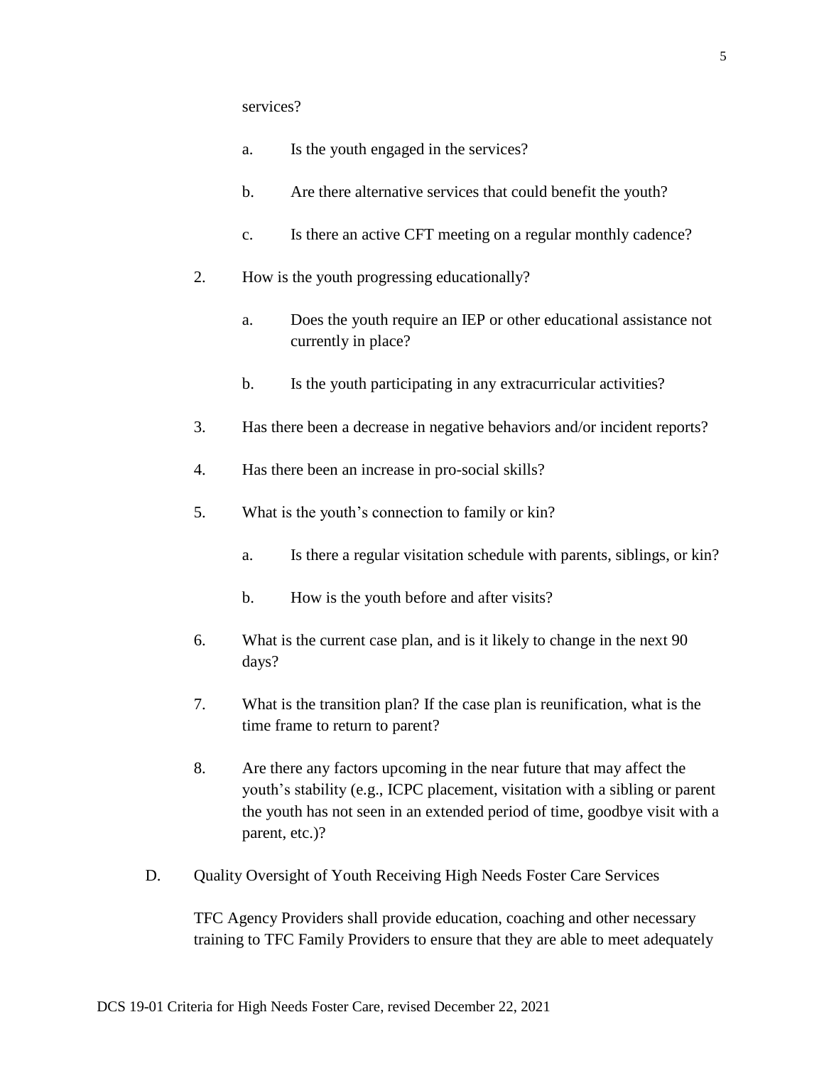services?

   a. Is the youth engaged in the services?

   b. Are there alternative services that could benefit the youth?

   c. Is there an active CFT meeting on a regular monthly cadence?

2. How is the youth progressing educationally?

   a. Does the youth require an IEP or other educational assistance not currently in place?

   b. Is the youth participating in any extracurricular activities?

3. Has there been a decrease in negative behaviors and/or incident reports?

4. Has there been an increase in pro-social skills?

5. What is the youth's connection to family or kin?

   a. Is there a regular visitation schedule with parents, siblings, or kin?

   b. How is the youth before and after visits?

6. What is the current case plan, and is it likely to change in the next 90 days?

7. What is the transition plan? If the case plan is reunification, what is the time frame to return to parent?

8. Are there any factors upcoming in the near future that may affect the youth's stability (e.g., ICPC placement, visitation with a sibling or parent the youth has not seen in an extended period of time, goodbye visit with a parent, etc.)?

D. Quality Oversight of Youth Receiving High Needs Foster Care Services

TFC Agency Providers shall provide education, coaching and other necessary training to TFC Family Providers to ensure that they are able to meet adequately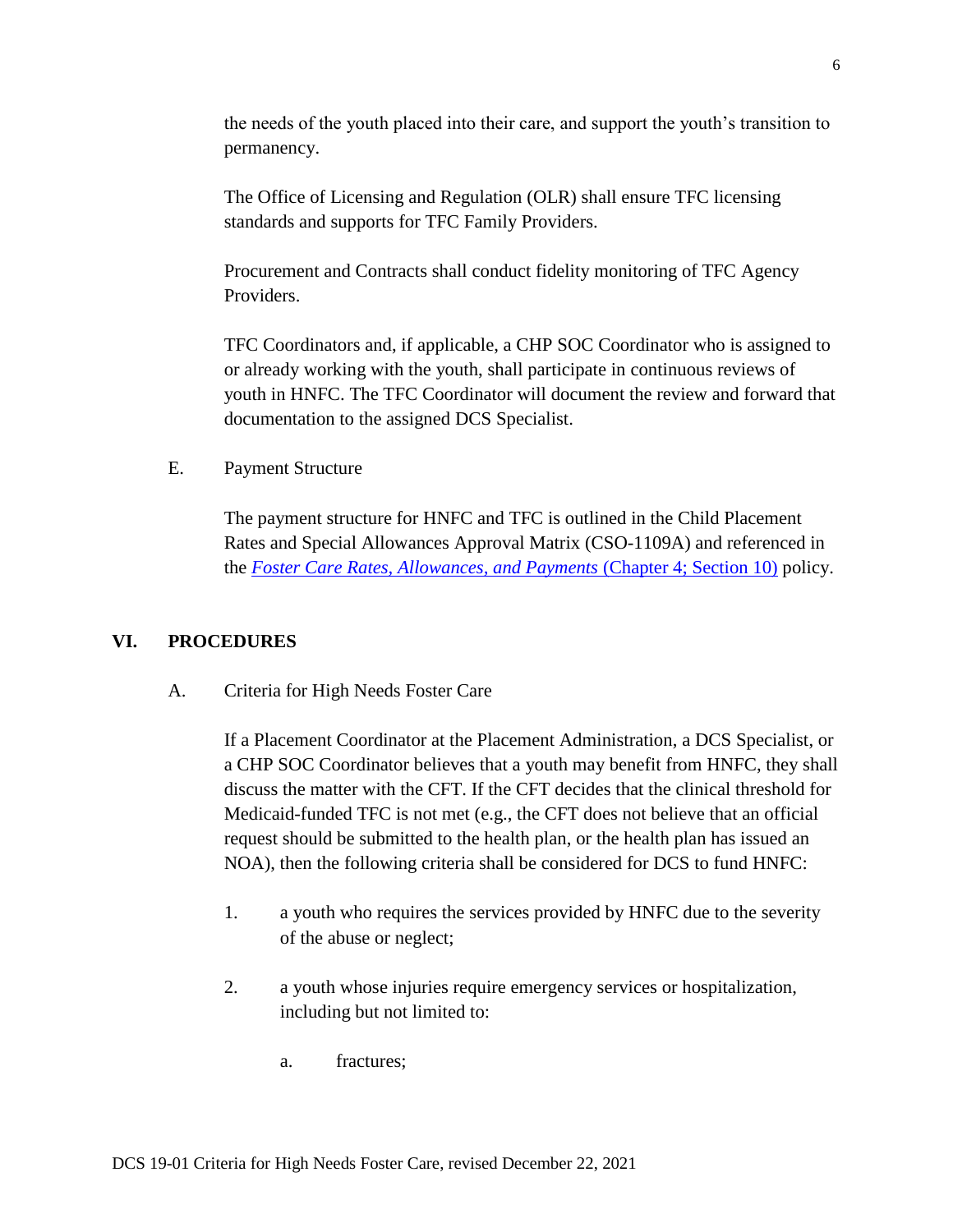the needs of the youth placed into their care, and support the youth's transition to permanency.

The Office of Licensing and Regulation (OLR) shall ensure TFC licensing standards and supports for TFC Family Providers.

Procurement and Contracts shall conduct fidelity monitoring of TFC Agency Providers.

TFC Coordinators and, if applicable, a CHP SOC Coordinator who is assigned to or already working with the youth, shall participate in continuous reviews of youth in HNFC. The TFC Coordinator will document the review and forward that documentation to the assigned DCS Specialist.

E. Payment Structure

The payment structure for HNFC and TFC is outlined in the Child Placement Rates and Special Allowances Approval Matrix (CSO-1109A) and referenced in the *Foster Care Rates, Allowances, and Payments* (Chapter 4; Section 10) policy.

## VI. PROCEDURES

A. Criteria for High Needs Foster Care

If a Placement Coordinator at the Placement Administration, a DCS Specialist, or a CHP SOC Coordinator believes that a youth may benefit from HNFC, they shall discuss the matter with the CFT. If the CFT decides that the clinical threshold for Medicaid-funded TFC is not met (e.g., the CFT does not believe that an official request should be submitted to the health plan, or the health plan has issued an NOA), then the following criteria shall be considered for DCS to fund HNFC:

1. a youth who requires the services provided by HNFC due to the severity of the abuse or neglect;

2. a youth whose injuries require emergency services or hospitalization, including but not limited to:

    a. fractures;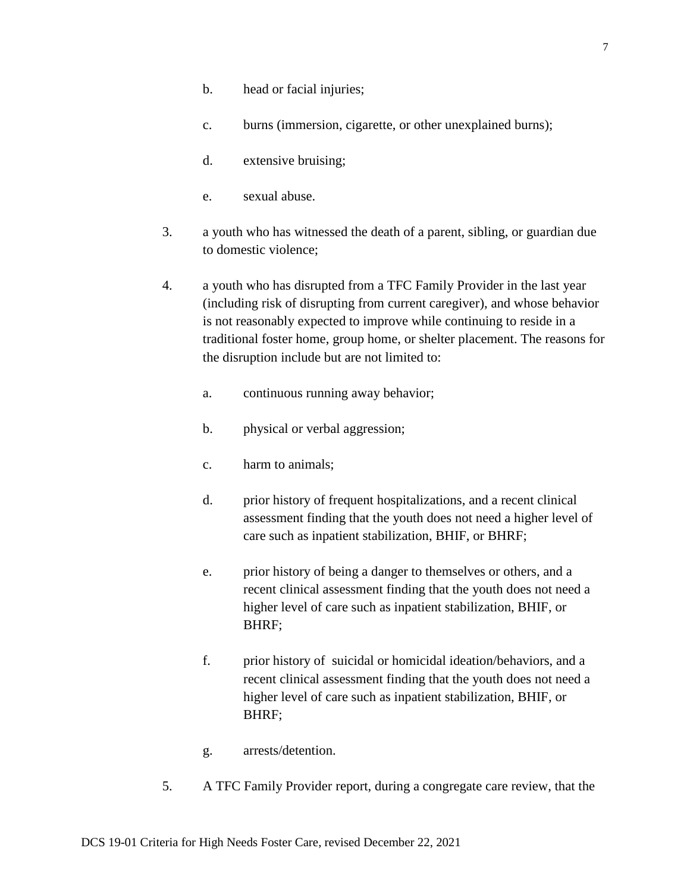b. head or facial injuries;

   c. burns (immersion, cigarette, or other unexplained burns);

   d. extensive bruising;

   e. sexual abuse.

3. a youth who has witnessed the death of a parent, sibling, or guardian due to domestic violence;

4. a youth who has disrupted from a TFC Family Provider in the last year (including risk of disrupting from current caregiver), and whose behavior is not reasonably expected to improve while continuing to reside in a traditional foster home, group home, or shelter placement. The reasons for the disruption include but are not limited to:

   a. continuous running away behavior;

   b. physical or verbal aggression;

   c. harm to animals;

   d. prior history of frequent hospitalizations, and a recent clinical assessment finding that the youth does not need a higher level of care such as inpatient stabilization, BHIF, or BHRF;

   e. prior history of being a danger to themselves or others, and a recent clinical assessment finding that the youth does not need a higher level of care such as inpatient stabilization, BHIF, or BHRF;

   f. prior history of suicidal or homicidal ideation/behaviors, and a recent clinical assessment finding that the youth does not need a higher level of care such as inpatient stabilization, BHIF, or BHRF;

   g. arrests/detention.

5. A TFC Family Provider report, during a congregate care review, that the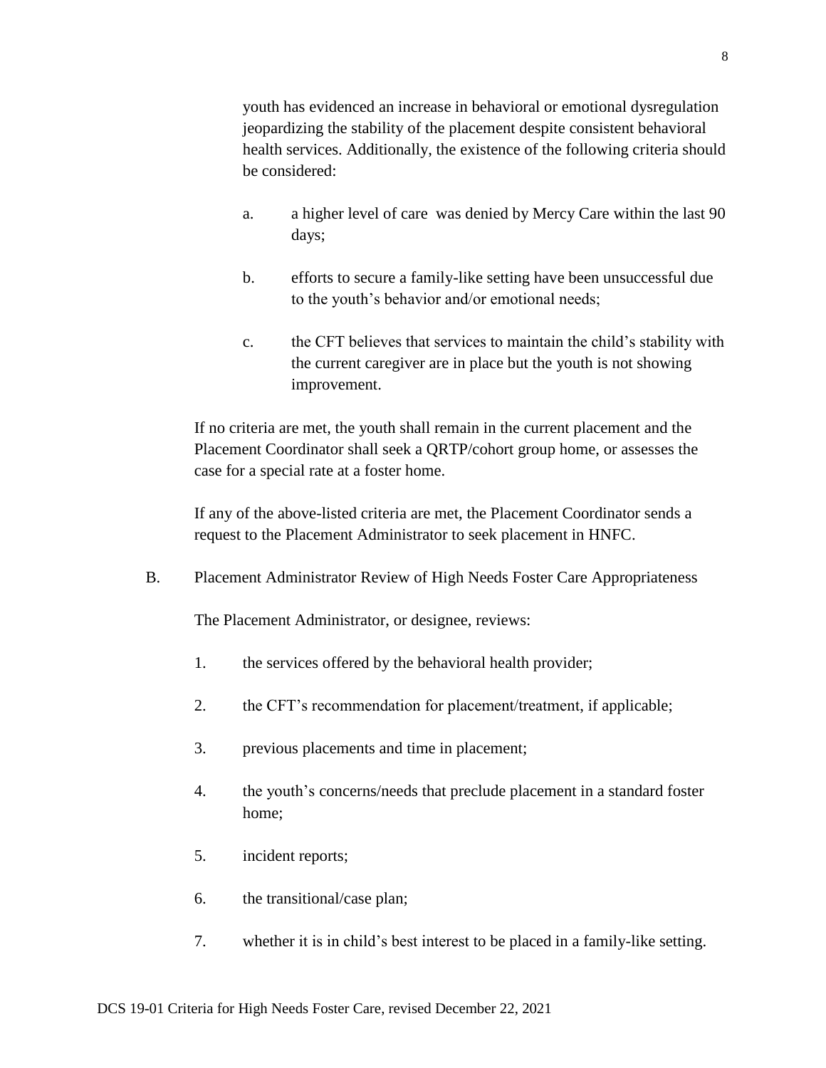youth has evidenced an increase in behavioral or emotional dysregulation jeopardizing the stability of the placement despite consistent behavioral health services. Additionally, the existence of the following criteria should be considered:

a. a higher level of care was denied by Mercy Care within the last 90 days;

b. efforts to secure a family-like setting have been unsuccessful due to the youth's behavior and/or emotional needs;

c. the CFT believes that services to maintain the child's stability with the current caregiver are in place but the youth is not showing improvement.

If no criteria are met, the youth shall remain in the current placement and the Placement Coordinator shall seek a QRTP/cohort group home, or assesses the case for a special rate at a foster home.

If any of the above-listed criteria are met, the Placement Coordinator sends a request to the Placement Administrator to seek placement in HNFC.

B. Placement Administrator Review of High Needs Foster Care Appropriateness

The Placement Administrator, or designee, reviews:

1. the services offered by the behavioral health provider;

2. the CFT's recommendation for placement/treatment, if applicable;

3. previous placements and time in placement;

4. the youth's concerns/needs that preclude placement in a standard foster home;

5. incident reports;

6. the transitional/case plan;

7. whether it is in child's best interest to be placed in a family-like setting.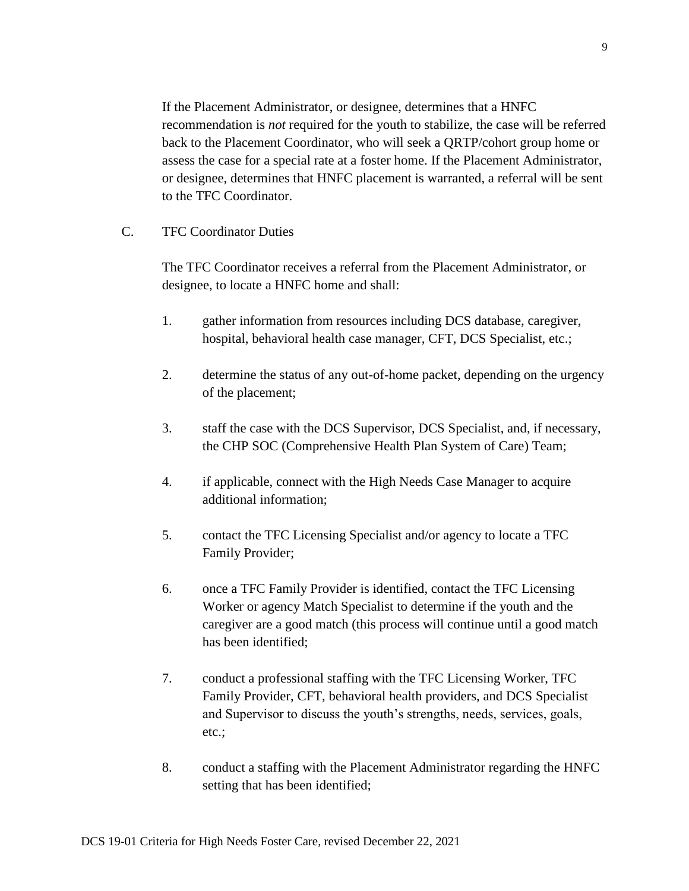If the Placement Administrator, or designee, determines that a HNFC recommendation is *not* required for the youth to stabilize, the case will be referred back to the Placement Coordinator, who will seek a QRTP/cohort group home or assess the case for a special rate at a foster home. If the Placement Administrator, or designee, determines that HNFC placement is warranted, a referral will be sent to the TFC Coordinator.

C. TFC Coordinator Duties

The TFC Coordinator receives a referral from the Placement Administrator, or designee, to locate a HNFC home and shall:

1. gather information from resources including DCS database, caregiver, hospital, behavioral health case manager, CFT, DCS Specialist, etc.;

2. determine the status of any out-of-home packet, depending on the urgency of the placement;

3. staff the case with the DCS Supervisor, DCS Specialist, and, if necessary, the CHP SOC (Comprehensive Health Plan System of Care) Team;

4. if applicable, connect with the High Needs Case Manager to acquire additional information;

5. contact the TFC Licensing Specialist and/or agency to locate a TFC Family Provider;

6. once a TFC Family Provider is identified, contact the TFC Licensing Worker or agency Match Specialist to determine if the youth and the caregiver are a good match (this process will continue until a good match has been identified;

7. conduct a professional staffing with the TFC Licensing Worker, TFC Family Provider, CFT, behavioral health providers, and DCS Specialist and Supervisor to discuss the youth's strengths, needs, services, goals, etc.;

8. conduct a staffing with the Placement Administrator regarding the HNFC setting that has been identified;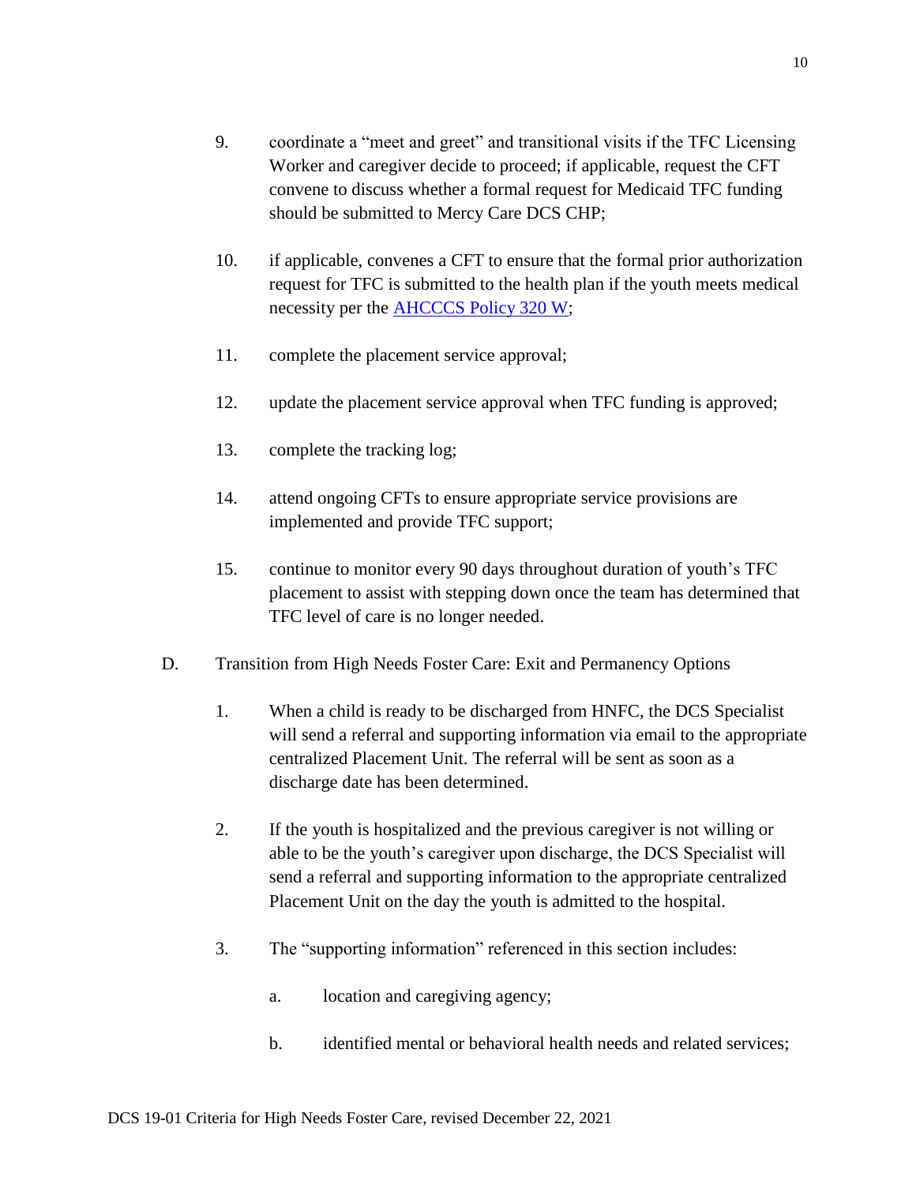9. coordinate a "meet and greet" and transitional visits if the TFC Licensing Worker and caregiver decide to proceed; if applicable, request the CFT convene to discuss whether a formal request for Medicaid TFC funding should be submitted to Mercy Care DCS CHP;

10. if applicable, convenes a CFT to ensure that the formal prior authorization request for TFC is submitted to the health plan if the youth meets medical necessity per the [AHCCCS Policy 320 W](#);

11. complete the placement service approval;

12. update the placement service approval when TFC funding is approved;

13. complete the tracking log;

14. attend ongoing CFTs to ensure appropriate service provisions are implemented and provide TFC support;

15. continue to monitor every 90 days throughout duration of youth's TFC placement to assist with stepping down once the team has determined that TFC level of care is no longer needed.

D. Transition from High Needs Foster Care: Exit and Permanency Options

1. When a child is ready to be discharged from HNFC, the DCS Specialist will send a referral and supporting information via email to the appropriate centralized Placement Unit. The referral will be sent as soon as a discharge date has been determined.

2. If the youth is hospitalized and the previous caregiver is not willing or able to be the youth's caregiver upon discharge, the DCS Specialist will send a referral and supporting information to the appropriate centralized Placement Unit on the day the youth is admitted to the hospital.

3. The "supporting information" referenced in this section includes:

   a. location and caregiving agency;

   b. identified mental or behavioral health needs and related services;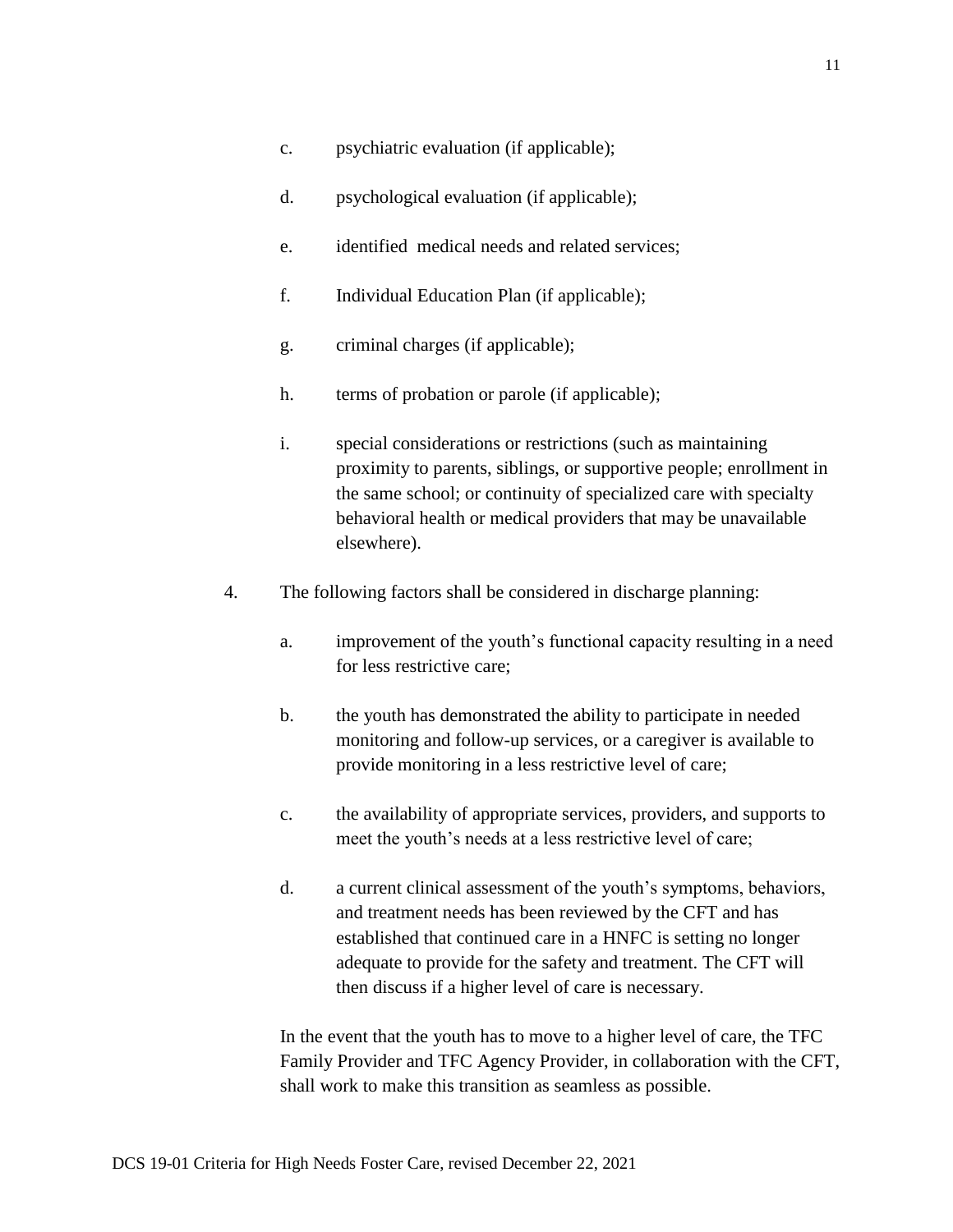c. psychiatric evaluation (if applicable);

d. psychological evaluation (if applicable);

e. identified medical needs and related services;

f. Individual Education Plan (if applicable);

g. criminal charges (if applicable);

h. terms of probation or parole (if applicable);

i. special considerations or restrictions (such as maintaining proximity to parents, siblings, or supportive people; enrollment in the same school; or continuity of specialized care with specialty behavioral health or medical providers that may be unavailable elsewhere).

4. The following factors shall be considered in discharge planning:

   a. improvement of the youth's functional capacity resulting in a need for less restrictive care;

   b. the youth has demonstrated the ability to participate in needed monitoring and follow-up services, or a caregiver is available to provide monitoring in a less restrictive level of care;

   c. the availability of appropriate services, providers, and supports to meet the youth's needs at a less restrictive level of care;

   d. a current clinical assessment of the youth's symptoms, behaviors, and treatment needs has been reviewed by the CFT and has established that continued care in a HNFC is setting no longer adequate to provide for the safety and treatment. The CFT will then discuss if a higher level of care is necessary.

   In the event that the youth has to move to a higher level of care, the TFC Family Provider and TFC Agency Provider, in collaboration with the CFT, shall work to make this transition as seamless as possible.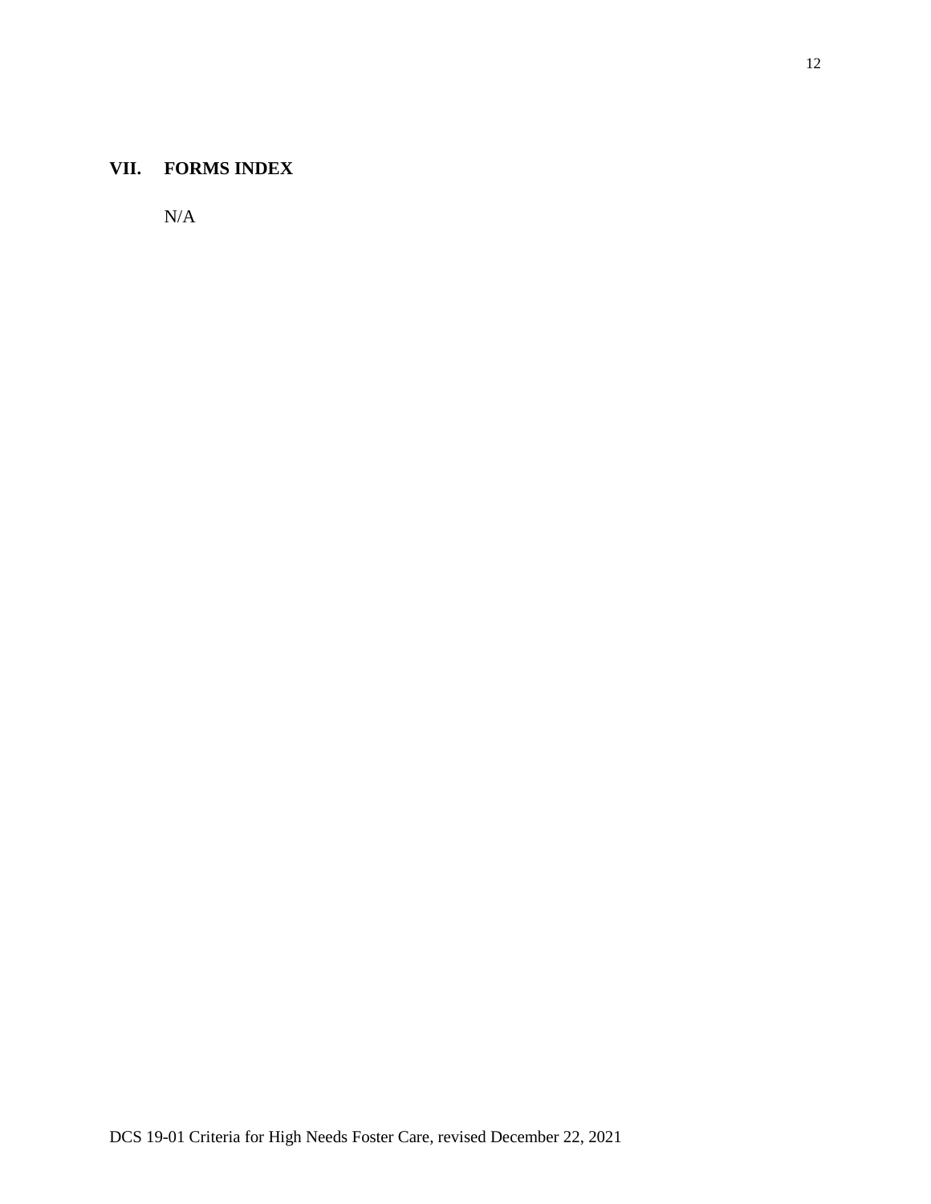## VII. FORMS INDEX

N/A